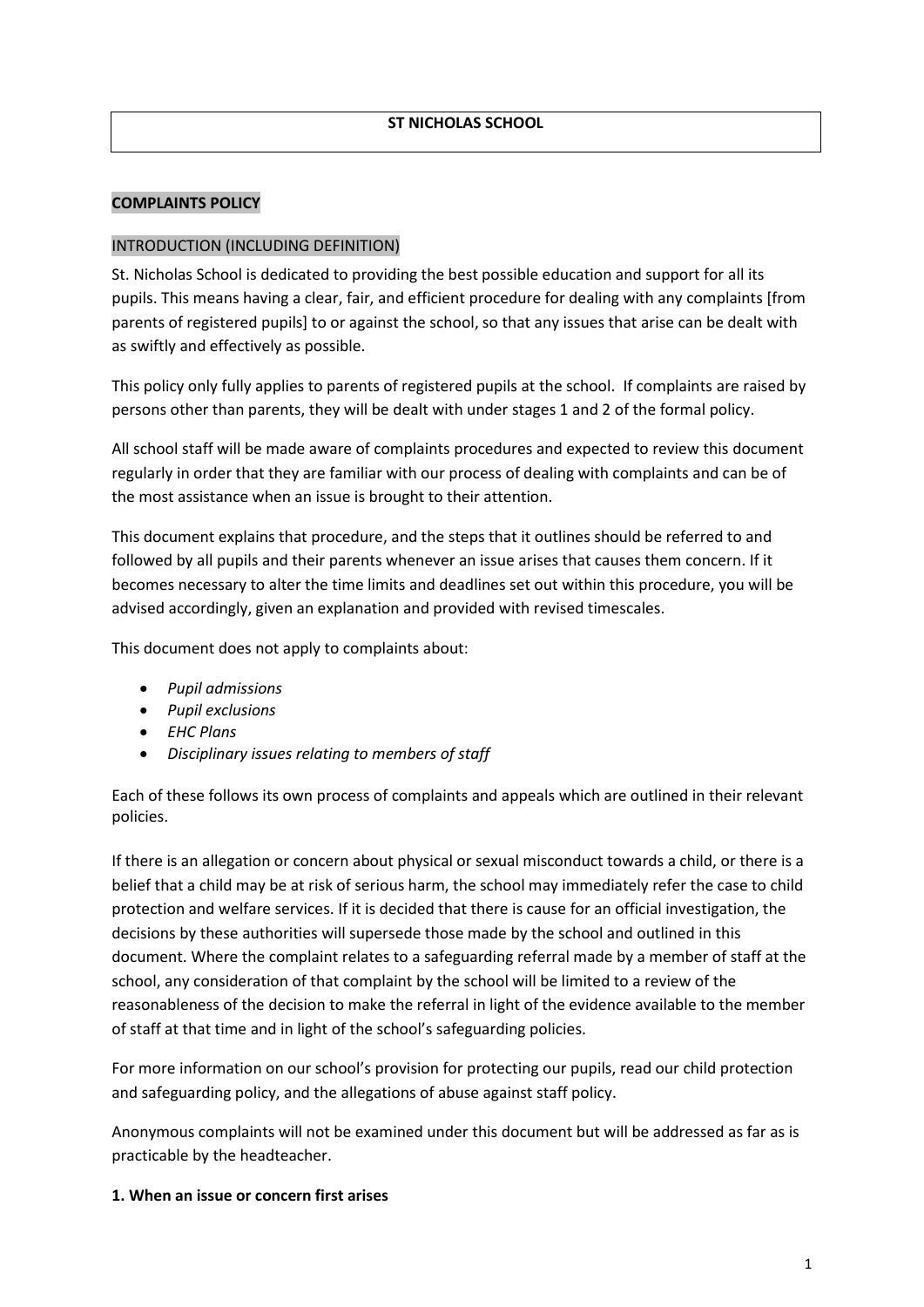# ST NICHOLAS SCHOOL

## COMPLAINTS POLICY

### INTRODUCTION (INCLUDING DEFINITION)

St. Nicholas School is dedicated to providing the best possible education and support for all its pupils. This means having a clear, fair, and efficient procedure for dealing with any complaints [from parents of registered pupils] to or against the school, so that any issues that arise can be dealt with as swiftly and effectively as possible.

This policy only fully applies to parents of registered pupils at the school. If complaints are raised by persons other than parents, they will be dealt with under stages 1 and 2 of the formal policy.

All school staff will be made aware of complaints procedures and expected to review this document regularly in order that they are familiar with our process of dealing with complaints and can be of the most assistance when an issue is brought to their attention.

This document explains that procedure, and the steps that it outlines should be referred to and followed by all pupils and their parents whenever an issue arises that causes them concern. If it becomes necessary to alter the time limits and deadlines set out within this procedure, you will be advised accordingly, given an explanation and provided with revised timescales.

This document does not apply to complaints about:

- *Pupil admissions*
- *Pupil exclusions*
- *EHC Plans*
- *Disciplinary issues relating to members of staff*

Each of these follows its own process of complaints and appeals which are outlined in their relevant policies.

If there is an allegation or concern about physical or sexual misconduct towards a child, or there is a belief that a child may be at risk of serious harm, the school may immediately refer the case to child protection and welfare services. If it is decided that there is cause for an official investigation, the decisions by these authorities will supersede those made by the school and outlined in this document. Where the complaint relates to a safeguarding referral made by a member of staff at the school, any consideration of that complaint by the school will be limited to a review of the reasonableness of the decision to make the referral in light of the evidence available to the member of staff at that time and in light of the school's safeguarding policies.

For more information on our school's provision for protecting our pupils, read our child protection and safeguarding policy, and the allegations of abuse against staff policy.

Anonymous complaints will not be examined under this document but will be addressed as far as is practicable by the headteacher.

**1. When an issue or concern first arises**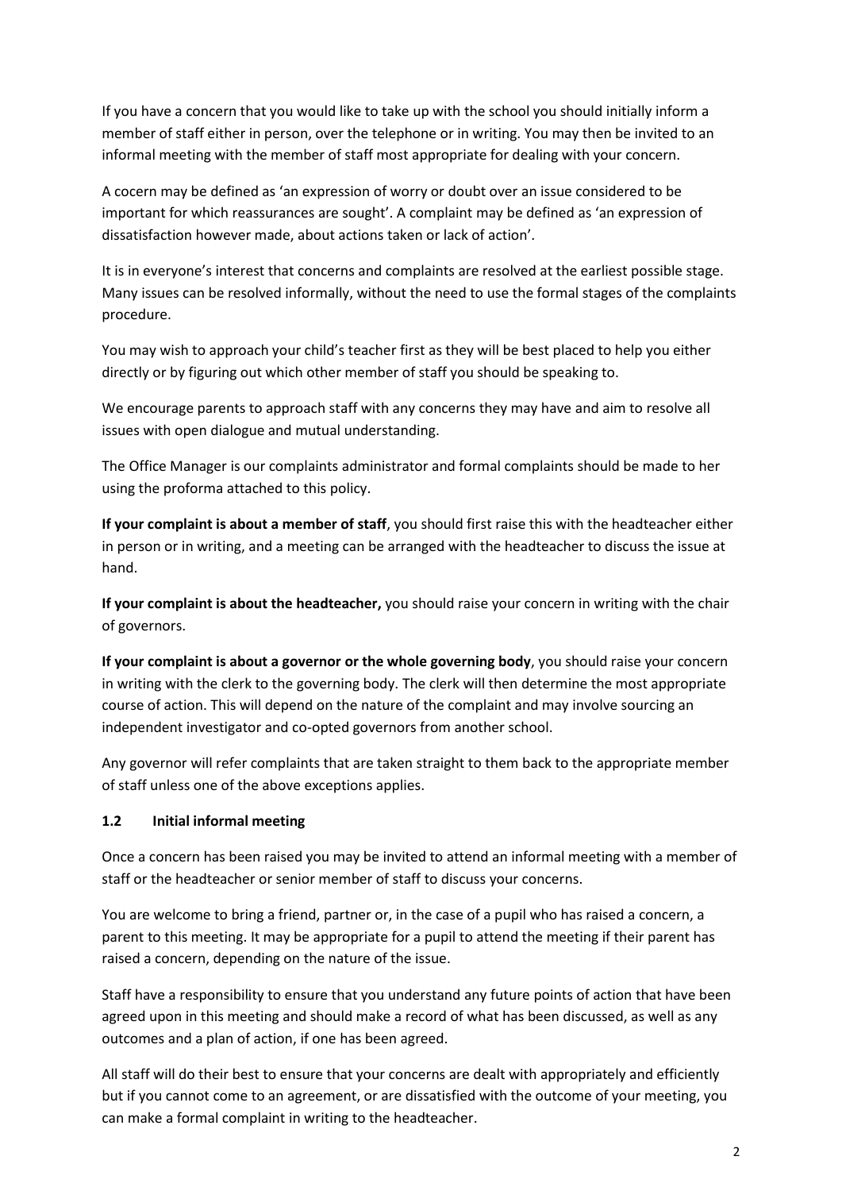If you have a concern that you would like to take up with the school you should initially inform a member of staff either in person, over the telephone or in writing. You may then be invited to an informal meeting with the member of staff most appropriate for dealing with your concern.

A cocern may be defined as 'an expression of worry or doubt over an issue considered to be important for which reassurances are sought'. A complaint may be defined as 'an expression of dissatisfaction however made, about actions taken or lack of action'.

It is in everyone's interest that concerns and complaints are resolved at the earliest possible stage. Many issues can be resolved informally, without the need to use the formal stages of the complaints procedure.

You may wish to approach your child's teacher first as they will be best placed to help you either directly or by figuring out which other member of staff you should be speaking to.

We encourage parents to approach staff with any concerns they may have and aim to resolve all issues with open dialogue and mutual understanding.

The Office Manager is our complaints administrator and formal complaints should be made to her using the proforma attached to this policy.

**If your complaint is about a member of staff**, you should first raise this with the headteacher either in person or in writing, and a meeting can be arranged with the headteacher to discuss the issue at hand.

**If your complaint is about the headteacher,** you should raise your concern in writing with the chair of governors.

**If your complaint is about a governor or the whole governing body**, you should raise your concern in writing with the clerk to the governing body. The clerk will then determine the most appropriate course of action. This will depend on the nature of the complaint and may involve sourcing an independent investigator and co-opted governors from another school.

Any governor will refer complaints that are taken straight to them back to the appropriate member of staff unless one of the above exceptions applies.

### 1.2 Initial informal meeting

Once a concern has been raised you may be invited to attend an informal meeting with a member of staff or the headteacher or senior member of staff to discuss your concerns.

You are welcome to bring a friend, partner or, in the case of a pupil who has raised a concern, a parent to this meeting. It may be appropriate for a pupil to attend the meeting if their parent has raised a concern, depending on the nature of the issue.

Staff have a responsibility to ensure that you understand any future points of action that have been agreed upon in this meeting and should make a record of what has been discussed, as well as any outcomes and a plan of action, if one has been agreed.

All staff will do their best to ensure that your concerns are dealt with appropriately and efficiently but if you cannot come to an agreement, or are dissatisfied with the outcome of your meeting, you can make a formal complaint in writing to the headteacher.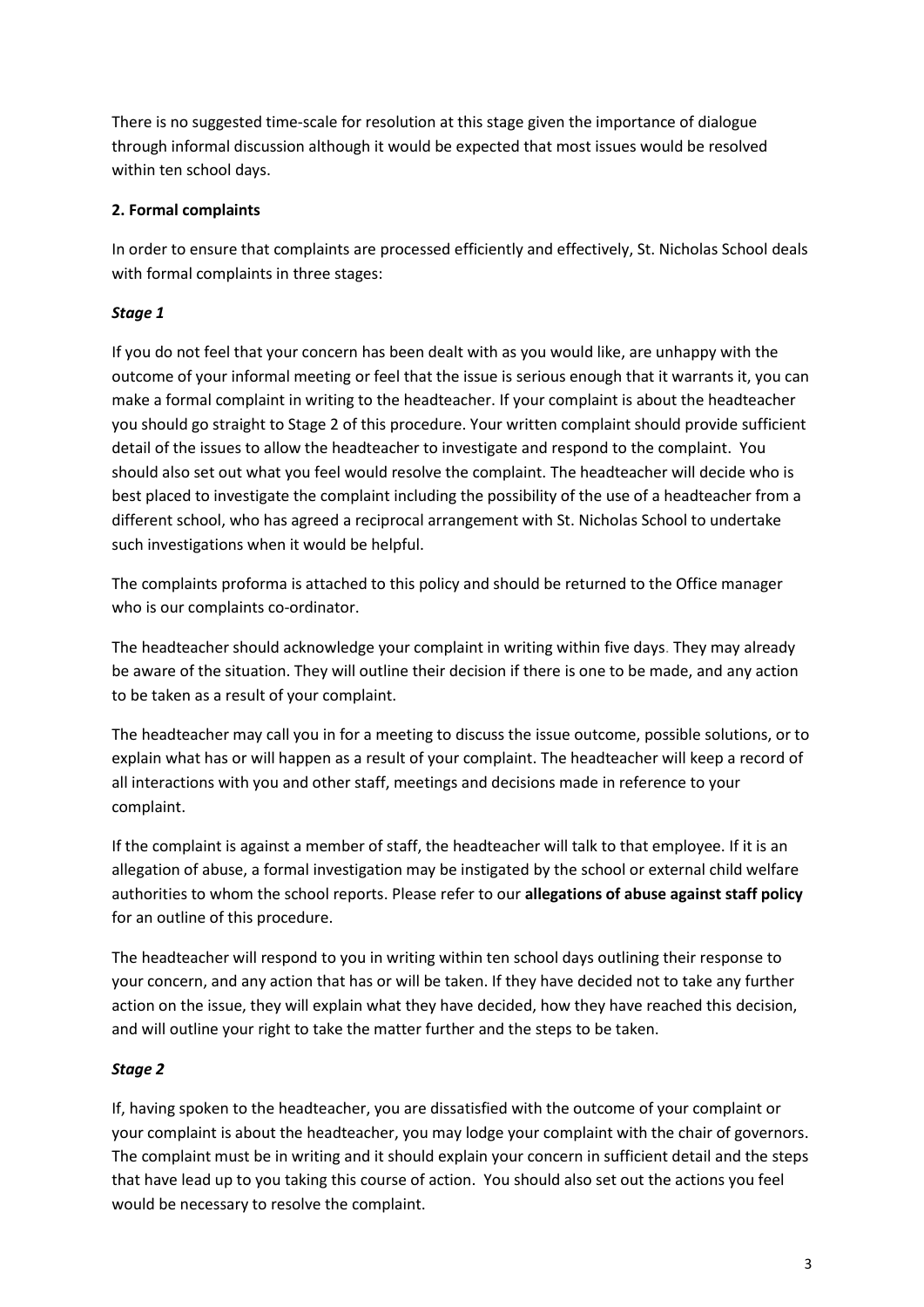There is no suggested time-scale for resolution at this stage given the importance of dialogue through informal discussion although it would be expected that most issues would be resolved within ten school days.

**2. Formal complaints**

In order to ensure that complaints are processed efficiently and effectively, St. Nicholas School deals with formal complaints in three stages:

***Stage 1***

If you do not feel that your concern has been dealt with as you would like, are unhappy with the outcome of your informal meeting or feel that the issue is serious enough that it warrants it, you can make a formal complaint in writing to the headteacher. If your complaint is about the headteacher you should go straight to Stage 2 of this procedure. Your written complaint should provide sufficient detail of the issues to allow the headteacher to investigate and respond to the complaint. You should also set out what you feel would resolve the complaint. The headteacher will decide who is best placed to investigate the complaint including the possibility of the use of a headteacher from a different school, who has agreed a reciprocal arrangement with St. Nicholas School to undertake such investigations when it would be helpful.

The complaints proforma is attached to this policy and should be returned to the Office manager who is our complaints co-ordinator.

The headteacher should acknowledge your complaint in writing within five days. They may already be aware of the situation. They will outline their decision if there is one to be made, and any action to be taken as a result of your complaint.

The headteacher may call you in for a meeting to discuss the issue outcome, possible solutions, or to explain what has or will happen as a result of your complaint. The headteacher will keep a record of all interactions with you and other staff, meetings and decisions made in reference to your complaint.

If the complaint is against a member of staff, the headteacher will talk to that employee. If it is an allegation of abuse, a formal investigation may be instigated by the school or external child welfare authorities to whom the school reports. Please refer to our **allegations of abuse against staff policy** for an outline of this procedure.

The headteacher will respond to you in writing within ten school days outlining their response to your concern, and any action that has or will be taken. If they have decided not to take any further action on the issue, they will explain what they have decided, how they have reached this decision, and will outline your right to take the matter further and the steps to be taken.

***Stage 2***

If, having spoken to the headteacher, you are dissatisfied with the outcome of your complaint or your complaint is about the headteacher, you may lodge your complaint with the chair of governors. The complaint must be in writing and it should explain your concern in sufficient detail and the steps that have lead up to you taking this course of action. You should also set out the actions you feel would be necessary to resolve the complaint.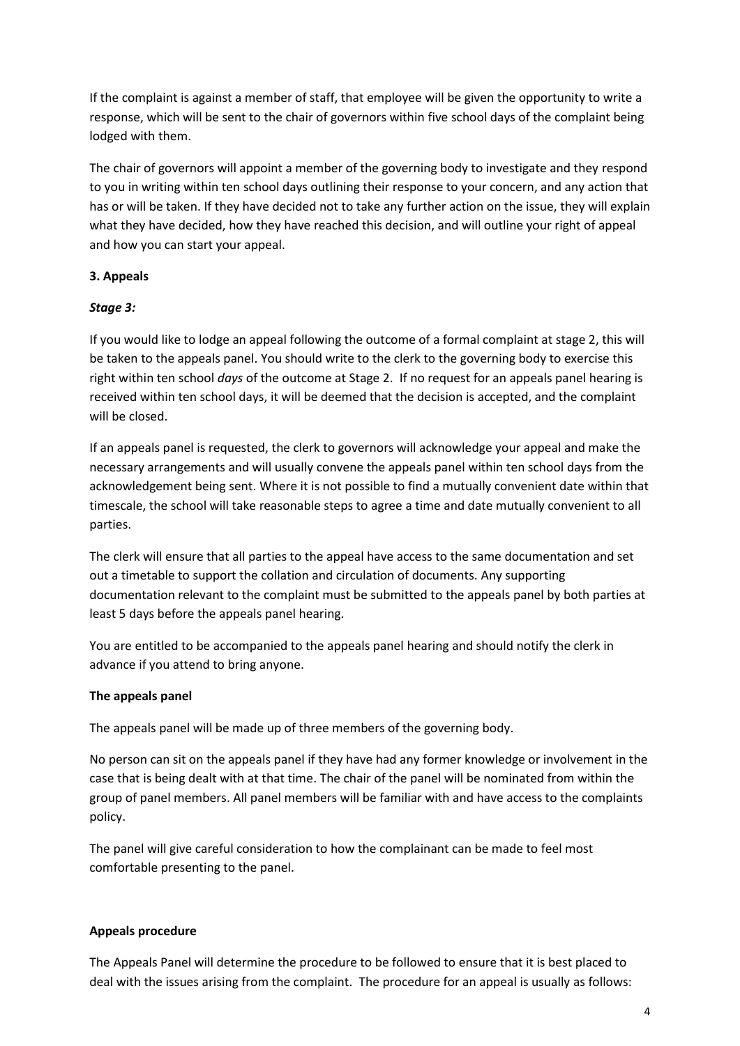If the complaint is against a member of staff, that employee will be given the opportunity to write a response, which will be sent to the chair of governors within five school days of the complaint being lodged with them.

The chair of governors will appoint a member of the governing body to investigate and they respond to you in writing within ten school days outlining their response to your concern, and any action that has or will be taken. If they have decided not to take any further action on the issue, they will explain what they have decided, how they have reached this decision, and will outline your right of appeal and how you can start your appeal.

**3. Appeals**

***Stage 3:***

If you would like to lodge an appeal following the outcome of a formal complaint at stage 2, this will be taken to the appeals panel. You should write to the clerk to the governing body to exercise this right within ten school *days* of the outcome at Stage 2. If no request for an appeals panel hearing is received within ten school days, it will be deemed that the decision is accepted, and the complaint will be closed.

If an appeals panel is requested, the clerk to governors will acknowledge your appeal and make the necessary arrangements and will usually convene the appeals panel within ten school days from the acknowledgement being sent. Where it is not possible to find a mutually convenient date within that timescale, the school will take reasonable steps to agree a time and date mutually convenient to all parties.

The clerk will ensure that all parties to the appeal have access to the same documentation and set out a timetable to support the collation and circulation of documents. Any supporting documentation relevant to the complaint must be submitted to the appeals panel by both parties at least 5 days before the appeals panel hearing.

You are entitled to be accompanied to the appeals panel hearing and should notify the clerk in advance if you attend to bring anyone.

**The appeals panel**

The appeals panel will be made up of three members of the governing body.

No person can sit on the appeals panel if they have had any former knowledge or involvement in the case that is being dealt with at that time. The chair of the panel will be nominated from within the group of panel members. All panel members will be familiar with and have access to the complaints policy.

The panel will give careful consideration to how the complainant can be made to feel most comfortable presenting to the panel.

**Appeals procedure**

The Appeals Panel will determine the procedure to be followed to ensure that it is best placed to deal with the issues arising from the complaint. The procedure for an appeal is usually as follows: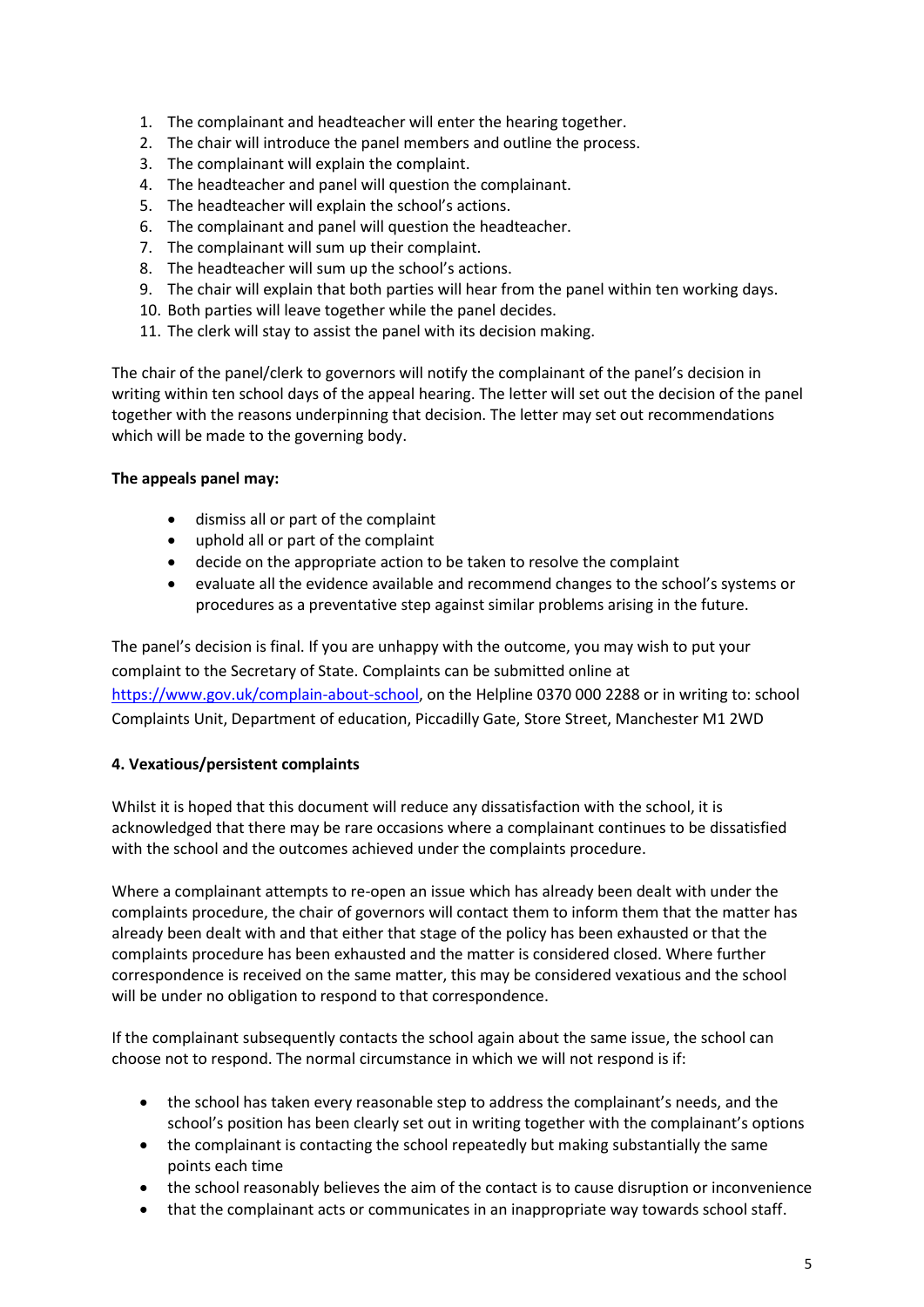1. The complainant and headteacher will enter the hearing together.
2. The chair will introduce the panel members and outline the process.
3. The complainant will explain the complaint.
4. The headteacher and panel will question the complainant.
5. The headteacher will explain the school's actions.
6. The complainant and panel will question the headteacher.
7. The complainant will sum up their complaint.
8. The headteacher will sum up the school's actions.
9. The chair will explain that both parties will hear from the panel within ten working days.
10. Both parties will leave together while the panel decides.
11. The clerk will stay to assist the panel with its decision making.

The chair of the panel/clerk to governors will notify the complainant of the panel's decision in writing within ten school days of the appeal hearing. The letter will set out the decision of the panel together with the reasons underpinning that decision. The letter may set out recommendations which will be made to the governing body.

**The appeals panel may:**

- dismiss all or part of the complaint
- uphold all or part of the complaint
- decide on the appropriate action to be taken to resolve the complaint
- evaluate all the evidence available and recommend changes to the school's systems or procedures as a preventative step against similar problems arising in the future.

The panel's decision is final. If you are unhappy with the outcome, you may wish to put your complaint to the Secretary of State. Complaints can be submitted online at [https://www.gov.uk/complain-about-school](https://www.gov.uk/complain-about-school), on the Helpline 0370 000 2288 or in writing to: school Complaints Unit, Department of education, Piccadilly Gate, Store Street, Manchester M1 2WD

**4. Vexatious/persistent complaints**

Whilst it is hoped that this document will reduce any dissatisfaction with the school, it is acknowledged that there may be rare occasions where a complainant continues to be dissatisfied with the school and the outcomes achieved under the complaints procedure.

Where a complainant attempts to re-open an issue which has already been dealt with under the complaints procedure, the chair of governors will contact them to inform them that the matter has already been dealt with and that either that stage of the policy has been exhausted or that the complaints procedure has been exhausted and the matter is considered closed. Where further correspondence is received on the same matter, this may be considered vexatious and the school will be under no obligation to respond to that correspondence.

If the complainant subsequently contacts the school again about the same issue, the school can choose not to respond. The normal circumstance in which we will not respond is if:

- the school has taken every reasonable step to address the complainant's needs, and the school's position has been clearly set out in writing together with the complainant's options
- the complainant is contacting the school repeatedly but making substantially the same points each time
- the school reasonably believes the aim of the contact is to cause disruption or inconvenience
- that the complainant acts or communicates in an inappropriate way towards school staff.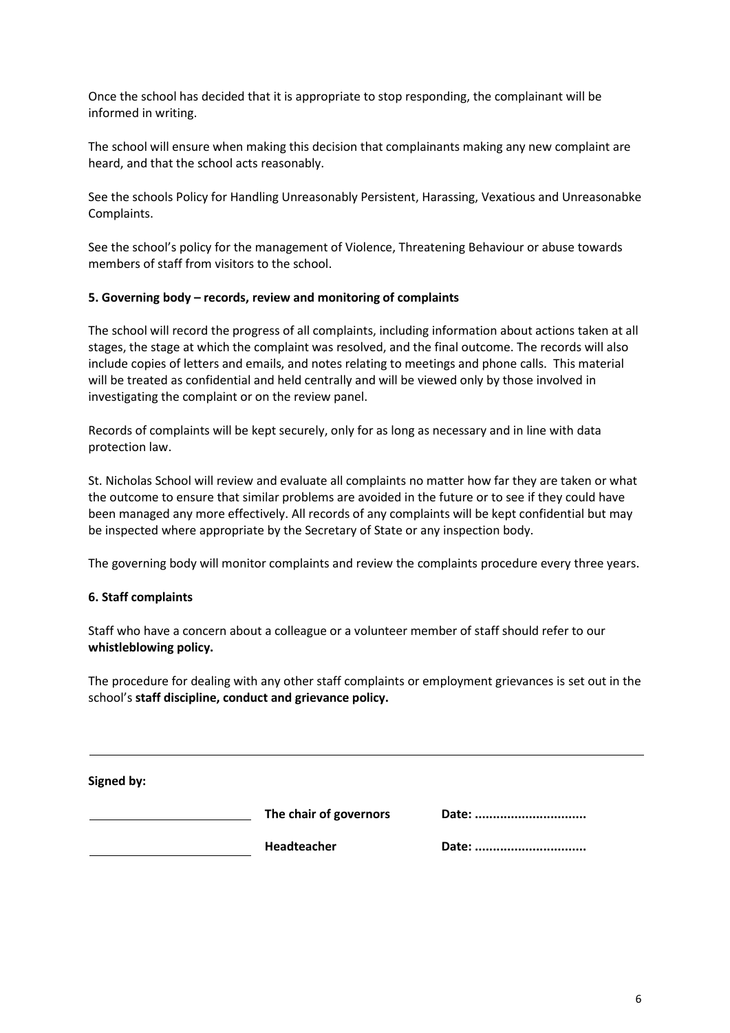Once the school has decided that it is appropriate to stop responding, the complainant will be informed in writing.

The school will ensure when making this decision that complainants making any new complaint are heard, and that the school acts reasonably.

See the schools Policy for Handling Unreasonably Persistent, Harassing, Vexatious and Unreasonabke Complaints.

See the school's policy for the management of Violence, Threatening Behaviour or abuse towards members of staff from visitors to the school.

**5. Governing body – records, review and monitoring of complaints**

The school will record the progress of all complaints, including information about actions taken at all stages, the stage at which the complaint was resolved, and the final outcome. The records will also include copies of letters and emails, and notes relating to meetings and phone calls. This material will be treated as confidential and held centrally and will be viewed only by those involved in investigating the complaint or on the review panel.

Records of complaints will be kept securely, only for as long as necessary and in line with data protection law.

St. Nicholas School will review and evaluate all complaints no matter how far they are taken or what the outcome to ensure that similar problems are avoided in the future or to see if they could have been managed any more effectively. All records of any complaints will be kept confidential but may be inspected where appropriate by the Secretary of State or any inspection body.

The governing body will monitor complaints and review the complaints procedure every three years.

**6. Staff complaints**

Staff who have a concern about a colleague or a volunteer member of staff should refer to our **whistleblowing policy.**

The procedure for dealing with any other staff complaints or employment grievances is set out in the school's **staff discipline, conduct and grievance policy.**

---

**Signed by:**

| | | |
|---|---|---|
| ______________________ | **The chair of governors** | **Date: ..............................** |
| ______________________ | **Headteacher** | **Date: ..............................** |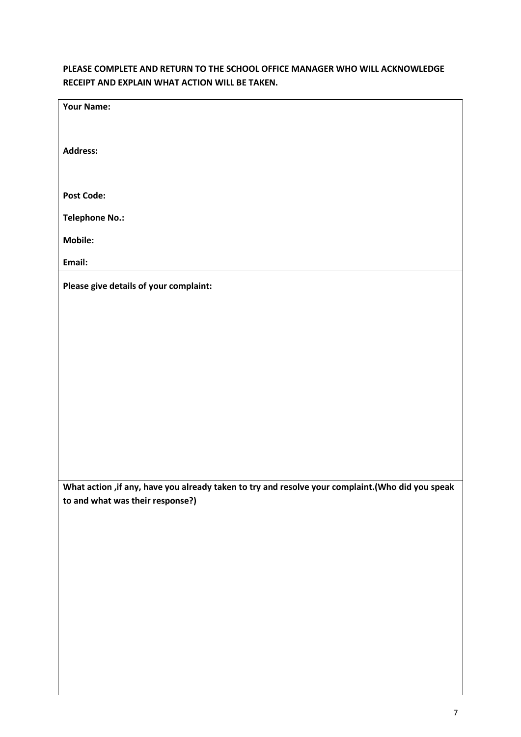**PLEASE COMPLETE AND RETURN TO THE SCHOOL OFFICE MANAGER WHO WILL ACKNOWLEDGE RECEIPT AND EXPLAIN WHAT ACTION WILL BE TAKEN.**

| |
|---|
| **Your Name:**<br><br>**Address:**<br><br>**Post Code:**<br>**Telephone No.:**<br>**Mobile:**<br>**Email:** |
| **Please give details of your complaint:**<br><br><br><br><br><br> |
| **What action ,if any, have you already taken to try and resolve your complaint.(Who did you speak to and what was their response?)**<br><br><br><br><br><br> |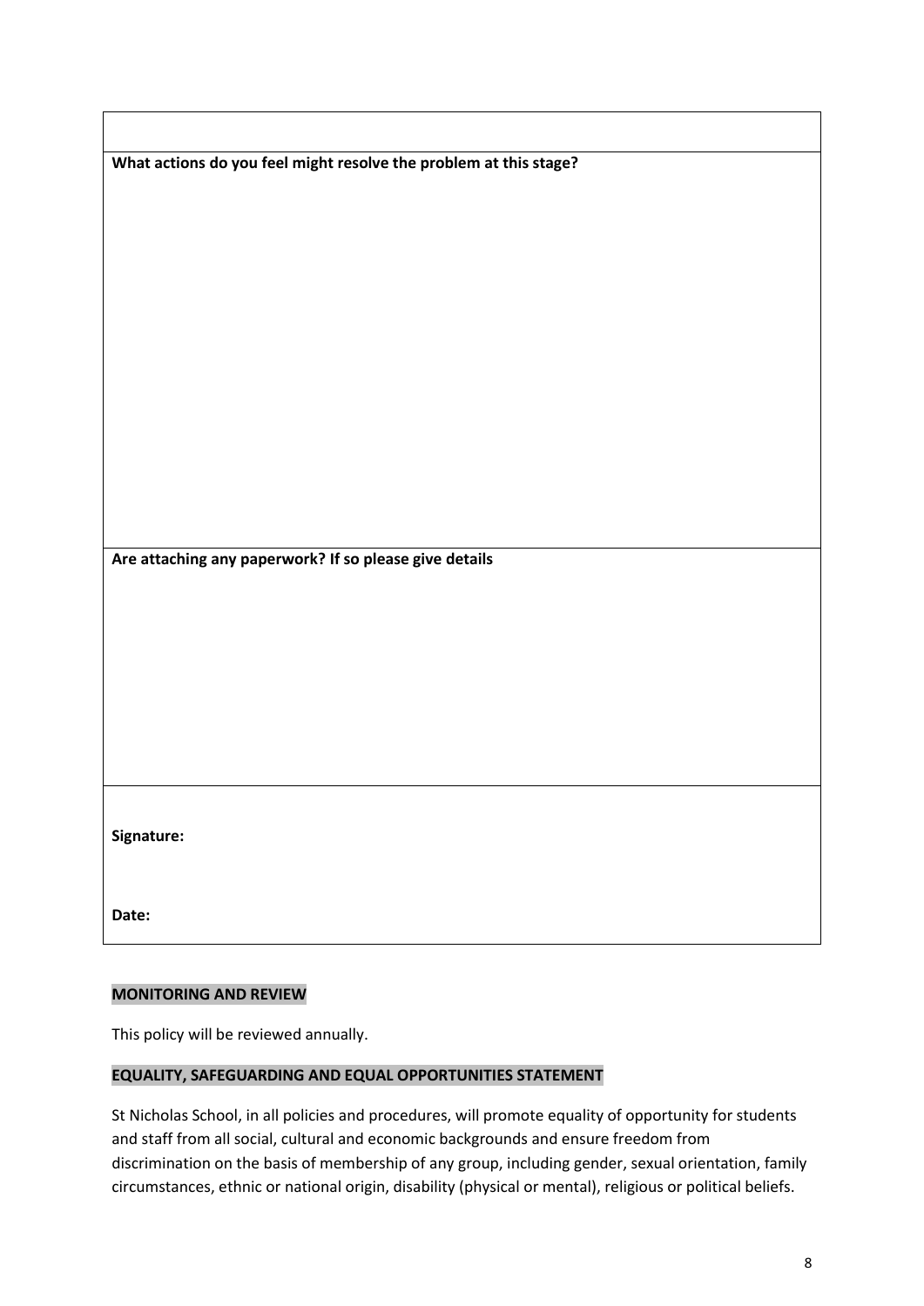| |
|---|
| |
| **What actions do you feel might resolve the problem at this stage?** |
| **Are attaching any paperwork? If so please give details** |
| **Signature:**<br><br>**Date:** |

## MONITORING AND REVIEW

This policy will be reviewed annually.

## EQUALITY, SAFEGUARDING AND EQUAL OPPORTUNITIES STATEMENT

St Nicholas School, in all policies and procedures, will promote equality of opportunity for students and staff from all social, cultural and economic backgrounds and ensure freedom from discrimination on the basis of membership of any group, including gender, sexual orientation, family circumstances, ethnic or national origin, disability (physical or mental), religious or political beliefs.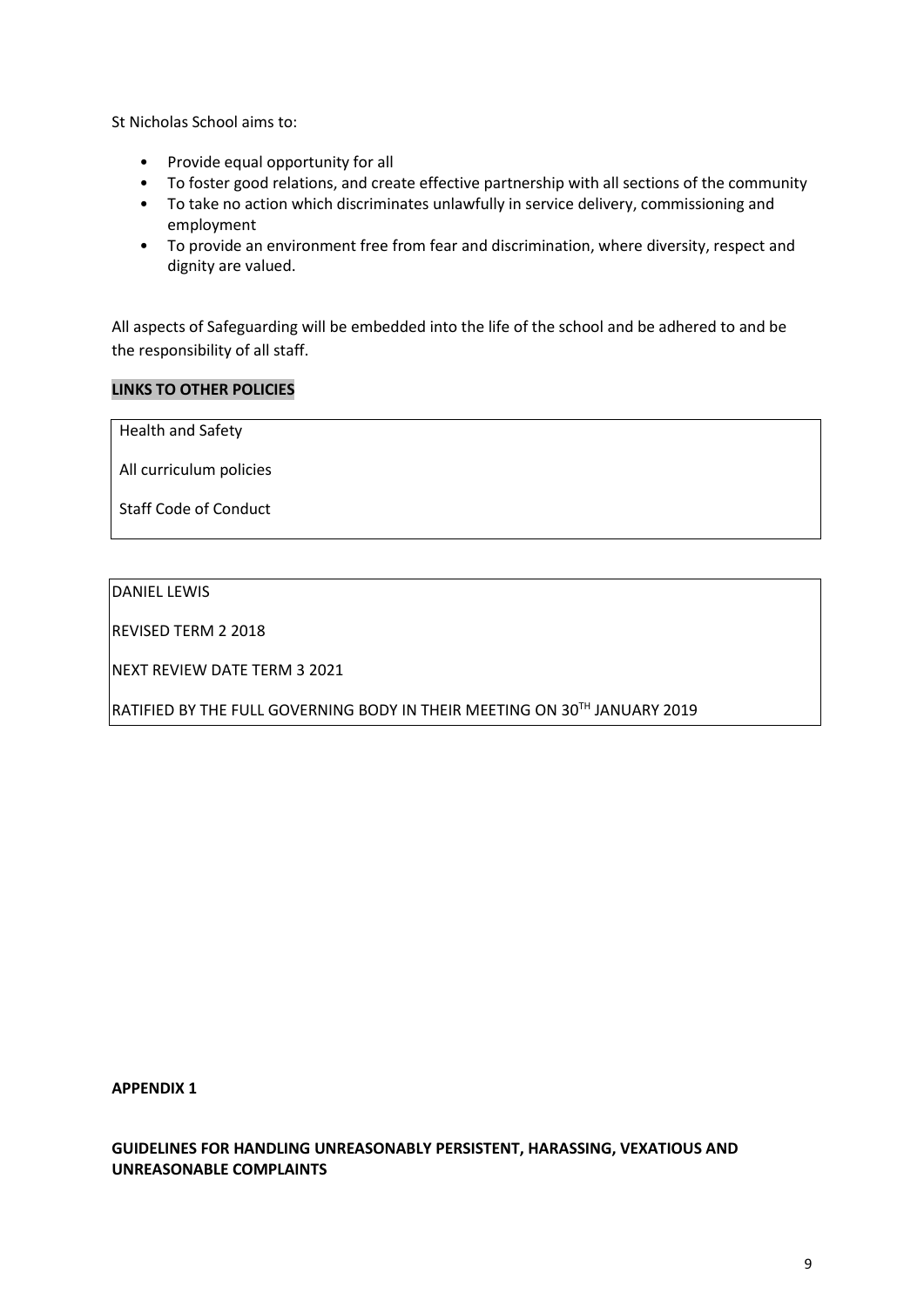St Nicholas School aims to:

- Provide equal opportunity for all
- To foster good relations, and create effective partnership with all sections of the community
- To take no action which discriminates unlawfully in service delivery, commissioning and employment
- To provide an environment free from fear and discrimination, where diversity, respect and dignity are valued.

All aspects of Safeguarding will be embedded into the life of the school and be adhered to and be the responsibility of all staff.

**LINKS TO OTHER POLICIES**

| Health and Safety |
|---|
| All curriculum policies |
| Staff Code of Conduct |

| DANIEL LEWIS |
|---|
| REVISED TERM 2 2018 |
| NEXT REVIEW DATE TERM 3 2021 |
| RATIFIED BY THE FULL GOVERNING BODY IN THEIR MEETING ON 30TH JANUARY 2019 |

**APPENDIX 1**

**GUIDELINES FOR HANDLING UNREASONABLY PERSISTENT, HARASSING, VEXATIOUS AND UNREASONABLE COMPLAINTS**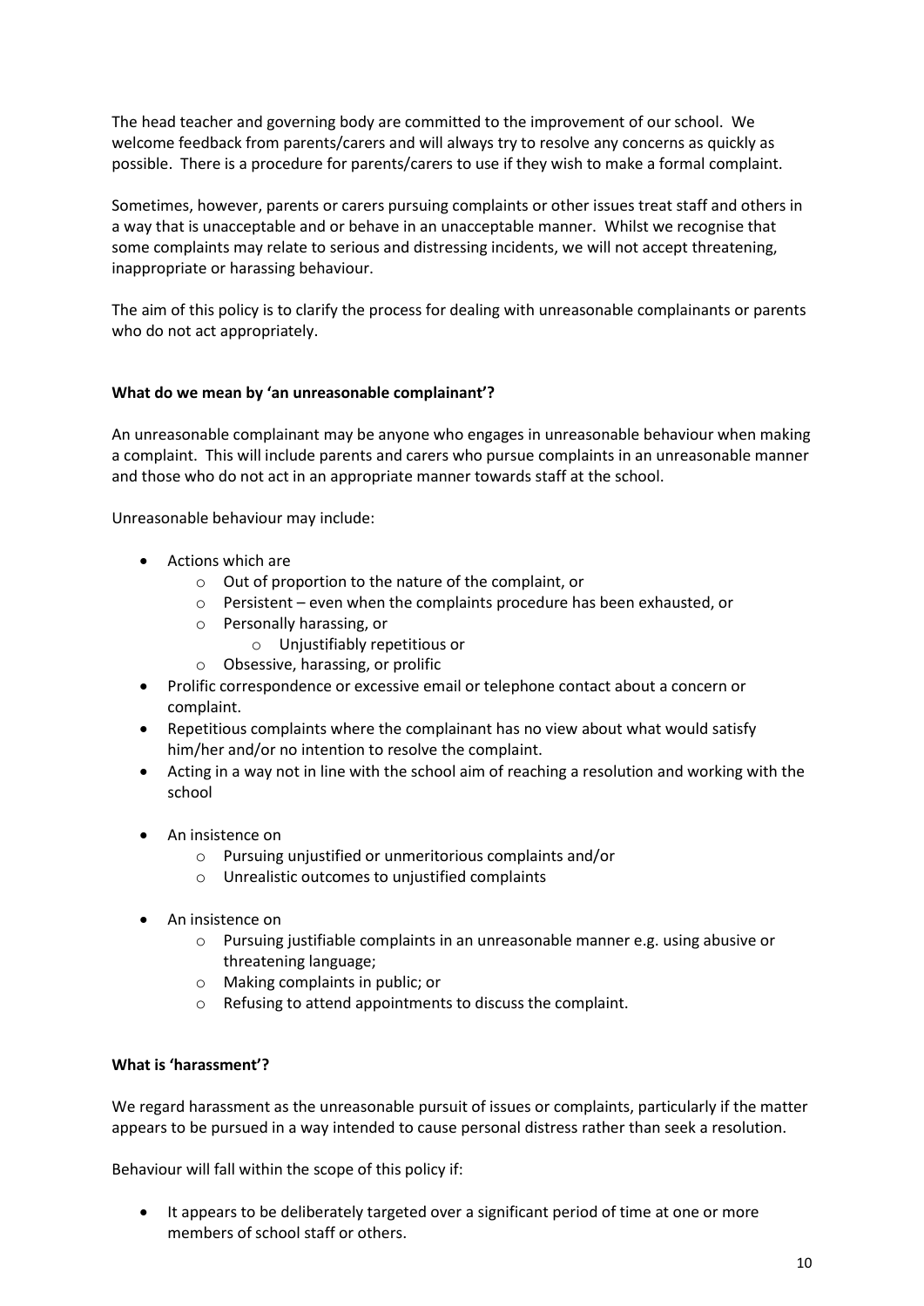The head teacher and governing body are committed to the improvement of our school. We welcome feedback from parents/carers and will always try to resolve any concerns as quickly as possible. There is a procedure for parents/carers to use if they wish to make a formal complaint.

Sometimes, however, parents or carers pursuing complaints or other issues treat staff and others in a way that is unacceptable and or behave in an unacceptable manner. Whilst we recognise that some complaints may relate to serious and distressing incidents, we will not accept threatening, inappropriate or harassing behaviour.

The aim of this policy is to clarify the process for dealing with unreasonable complainants or parents who do not act appropriately.

**What do we mean by 'an unreasonable complainant'?**

An unreasonable complainant may be anyone who engages in unreasonable behaviour when making a complaint. This will include parents and carers who pursue complaints in an unreasonable manner and those who do not act in an appropriate manner towards staff at the school.

Unreasonable behaviour may include:

- Actions which are
  - Out of proportion to the nature of the complaint, or
  - Persistent – even when the complaints procedure has been exhausted, or
  - Personally harassing, or
    - Unjustifiably repetitious or
  - Obsessive, harassing, or prolific
- Prolific correspondence or excessive email or telephone contact about a concern or complaint.
- Repetitious complaints where the complainant has no view about what would satisfy him/her and/or no intention to resolve the complaint.
- Acting in a way not in line with the school aim of reaching a resolution and working with the school
- An insistence on
  - Pursuing unjustified or unmeritorious complaints and/or
  - Unrealistic outcomes to unjustified complaints
- An insistence on
  - Pursuing justifiable complaints in an unreasonable manner e.g. using abusive or threatening language;
  - Making complaints in public; or
  - Refusing to attend appointments to discuss the complaint.

**What is 'harassment'?**

We regard harassment as the unreasonable pursuit of issues or complaints, particularly if the matter appears to be pursued in a way intended to cause personal distress rather than seek a resolution.

Behaviour will fall within the scope of this policy if:

- It appears to be deliberately targeted over a significant period of time at one or more members of school staff or others.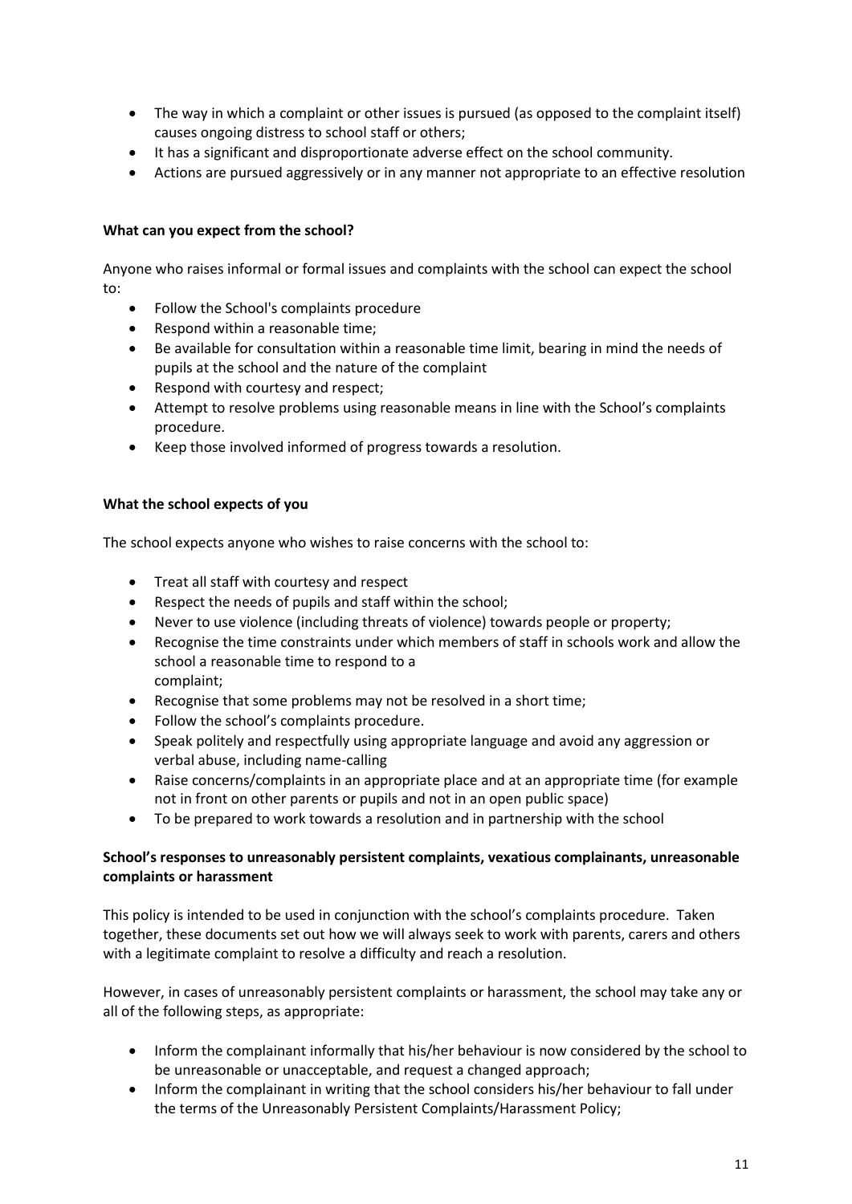- The way in which a complaint or other issues is pursued (as opposed to the complaint itself) causes ongoing distress to school staff or others;
- It has a significant and disproportionate adverse effect on the school community.
- Actions are pursued aggressively or in any manner not appropriate to an effective resolution

**What can you expect from the school?**

Anyone who raises informal or formal issues and complaints with the school can expect the school to:

- Follow the School's complaints procedure
- Respond within a reasonable time;
- Be available for consultation within a reasonable time limit, bearing in mind the needs of pupils at the school and the nature of the complaint
- Respond with courtesy and respect;
- Attempt to resolve problems using reasonable means in line with the School's complaints procedure.
- Keep those involved informed of progress towards a resolution.

**What the school expects of you**

The school expects anyone who wishes to raise concerns with the school to:

- Treat all staff with courtesy and respect
- Respect the needs of pupils and staff within the school;
- Never to use violence (including threats of violence) towards people or property;
- Recognise the time constraints under which members of staff in schools work and allow the school a reasonable time to respond to a complaint;
- Recognise that some problems may not be resolved in a short time;
- Follow the school's complaints procedure.
- Speak politely and respectfully using appropriate language and avoid any aggression or verbal abuse, including name-calling
- Raise concerns/complaints in an appropriate place and at an appropriate time (for example not in front on other parents or pupils and not in an open public space)
- To be prepared to work towards a resolution and in partnership with the school

**School's responses to unreasonably persistent complaints, vexatious complainants, unreasonable complaints or harassment**

This policy is intended to be used in conjunction with the school's complaints procedure. Taken together, these documents set out how we will always seek to work with parents, carers and others with a legitimate complaint to resolve a difficulty and reach a resolution.

However, in cases of unreasonably persistent complaints or harassment, the school may take any or all of the following steps, as appropriate:

- Inform the complainant informally that his/her behaviour is now considered by the school to be unreasonable or unacceptable, and request a changed approach;
- Inform the complainant in writing that the school considers his/her behaviour to fall under the terms of the Unreasonably Persistent Complaints/Harassment Policy;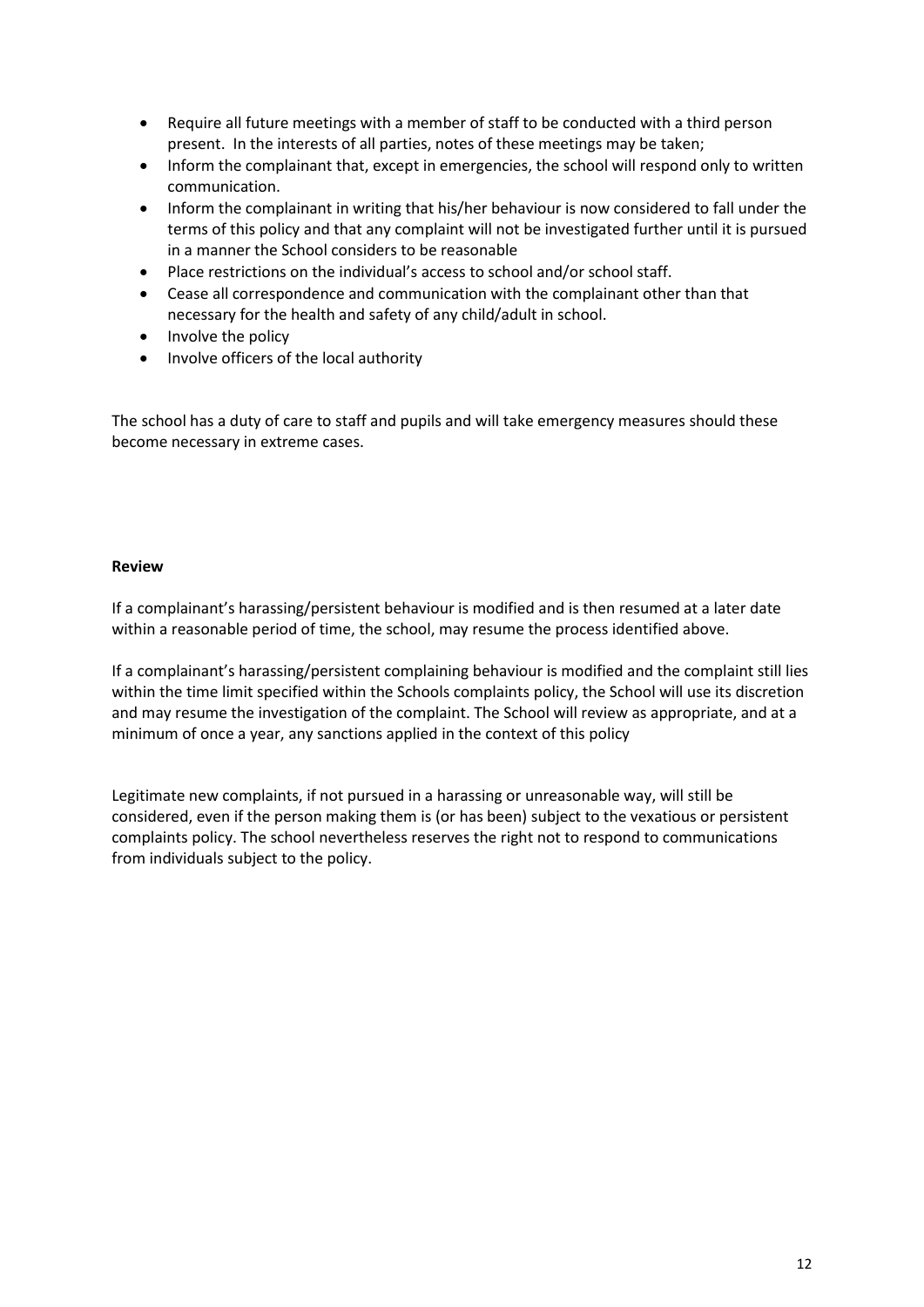- Require all future meetings with a member of staff to be conducted with a third person present. In the interests of all parties, notes of these meetings may be taken;
- Inform the complainant that, except in emergencies, the school will respond only to written communication.
- Inform the complainant in writing that his/her behaviour is now considered to fall under the terms of this policy and that any complaint will not be investigated further until it is pursued in a manner the School considers to be reasonable
- Place restrictions on the individual's access to school and/or school staff.
- Cease all correspondence and communication with the complainant other than that necessary for the health and safety of any child/adult in school.
- Involve the policy
- Involve officers of the local authority

The school has a duty of care to staff and pupils and will take emergency measures should these become necessary in extreme cases.

**Review**

If a complainant's harassing/persistent behaviour is modified and is then resumed at a later date within a reasonable period of time, the school, may resume the process identified above.

If a complainant's harassing/persistent complaining behaviour is modified and the complaint still lies within the time limit specified within the Schools complaints policy, the School will use its discretion and may resume the investigation of the complaint. The School will review as appropriate, and at a minimum of once a year, any sanctions applied in the context of this policy

Legitimate new complaints, if not pursued in a harassing or unreasonable way, will still be considered, even if the person making them is (or has been) subject to the vexatious or persistent complaints policy. The school nevertheless reserves the right not to respond to communications from individuals subject to the policy.